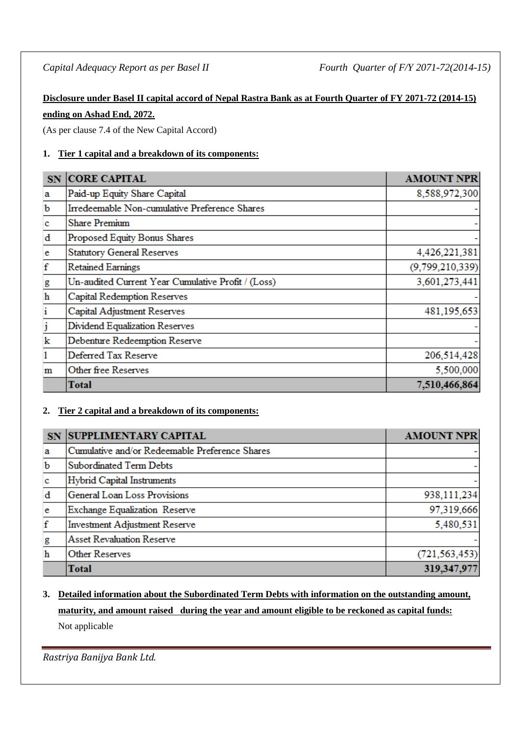**Disclosure under Basel II capital accord of Nepal Rastra Bank as at Fourth Quarter of FY 2071-72 (2014-15) ending on Ashad End, 2072.**

(As per clause 7.4 of the New Capital Accord)

1. **Tier 1 capital and a breakdown of its components:**

| SN | CORE CAPITAL | AMOUNT NPR |
|---|---|---|
| a | Paid-up Equity Share Capital | 8,588,972,300 |
| b | Irredeemable Non-cumulative Preference Shares | - |
| c | Share Premium | - |
| d | Proposed Equity Bonus Shares | - |
| e | Statutory General Reserves | 4,426,221,381 |
| f | Retained Earnings | (9,799,210,339) |
| g | Un-audited Current Year Cumulative Profit / (Loss) | 3,601,273,441 |
| h | Capital Redemption Reserves | - |
| i | Capital Adjustment Reserves | 481,195,653 |
| j | Dividend Equalization Reserves | - |
| k | Debenture Redeemption Reserve | - |
| l | Deferred Tax Reserve | 206,514,428 |
| m | Other free Reserves | 5,500,000 |
| | **Total** | **7,510,466,864** |

2. **Tier 2 capital and a breakdown of its components:**

| SN | SUPPLIMENTARY CAPITAL | AMOUNT NPR |
|---|---|---|
| a | Cumulative and/or Redeemable Preference Shares | - |
| b | Subordinated Term Debts | - |
| c | Hybrid Capital Instruments | - |
| d | General Loan Loss Provisions | 938,111,234 |
| e | Exchange Equalization Reserve | 97,319,666 |
| f | Investment Adjustment Reserve | 5,480,531 |
| g | Asset Revaluation Reserve | - |
| h | Other Reserves | (721,563,453) |
| | **Total** | **319,347,977** |

3. **Detailed information about the Subordinated Term Debts with information on the outstanding amount, maturity, and amount raised during the year and amount eligible to be reckoned as capital funds:**

   Not applicable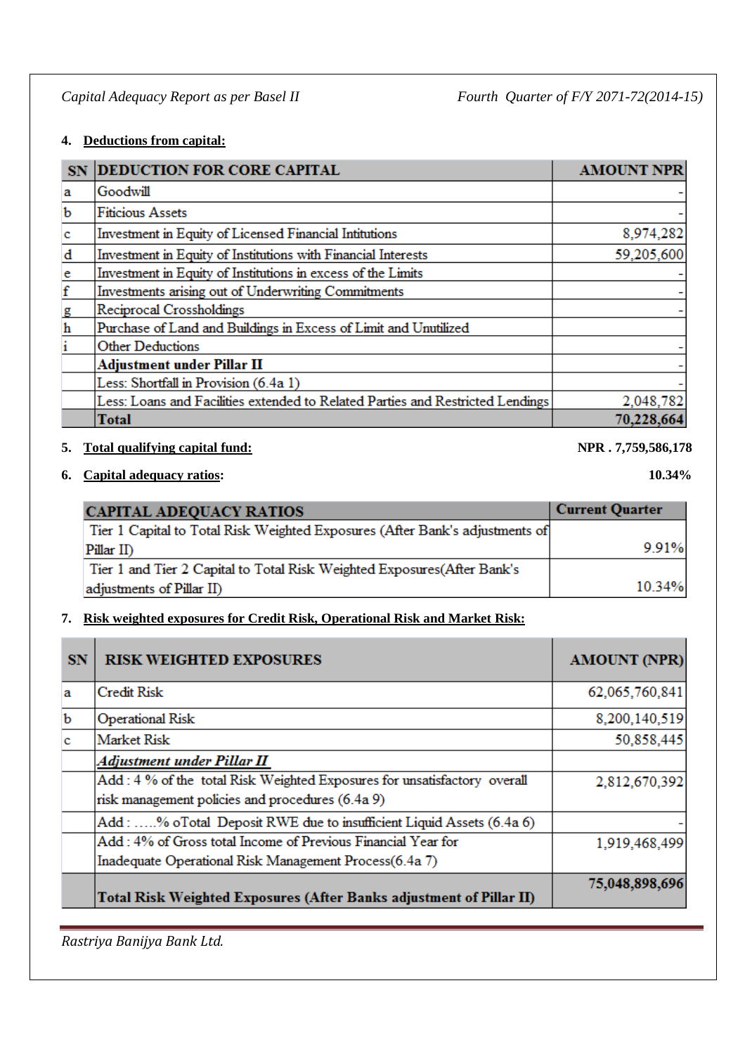## 4. Deductions from capital:

| SN | DEDUCTION FOR CORE CAPITAL | AMOUNT NPR |
|---|---|---|
| a | Goodwill | - |
| b | Fiticious Assets | - |
| c | Investment in Equity of Licensed Financial Intitutions | 8,974,282 |
| d | Investment in Equity of Institutions with Financial Interests | 59,205,600 |
| e | Investment in Equity of Institutions in excess of the Limits | - |
| f | Investments arising out of Underwriting Commitments | - |
| g | Reciprocal Crossholdings | - |
| h | Purchase of Land and Buildings in Excess of Limit and Unutilized | |
| i | Other Deductions | - |
| | **Adjustment under Pillar II** | - |
| | Less: Shortfall in Provision (6.4a 1) | - |
| | Less: Loans and Facilities extended to Related Parties and Restricted Lendings | 2,048,782 |
| | **Total** | **70,228,664** |

## 5. Total qualifying capital fund: **NPR . 7,759,586,178**

## 6. Capital adequacy ratios: **10.34%**

| CAPITAL ADEQUACY RATIOS | Current Quarter |
|---|---|
| Tier 1 Capital to Total Risk Weighted Exposures (After Bank's adjustments of Pillar II) | 9.91% |
| Tier 1 and Tier 2 Capital to Total Risk Weighted Exposures(After Bank's adjustments of Pillar II) | 10.34% |

## 7. Risk weighted exposures for Credit Risk, Operational Risk and Market Risk:

| SN | RISK WEIGHTED EXPOSURES | AMOUNT (NPR) |
|---|---|---|
| a | Credit Risk | 62,065,760,841 |
| b | Operational Risk | 8,200,140,519 |
| c | Market Risk | 50,858,445 |
| | ***Adjustment under Pillar II*** | |
| | Add : 4 % of the total Risk Weighted Exposures for unsatisfactory overall risk management policies and procedures (6.4a 9) | 2,812,670,392 |
| | Add : .....% oTotal Deposit RWE due to insufficient Liquid Assets (6.4a 6) | - |
| | Add : 4% of Gross total Income of Previous Financial Year for Inadequate Operational Risk Management Process(6.4a 7) | 1,919,468,499 |
| | **Total Risk Weighted Exposures (After Banks adjustment of Pillar II)** | **75,048,898,696** |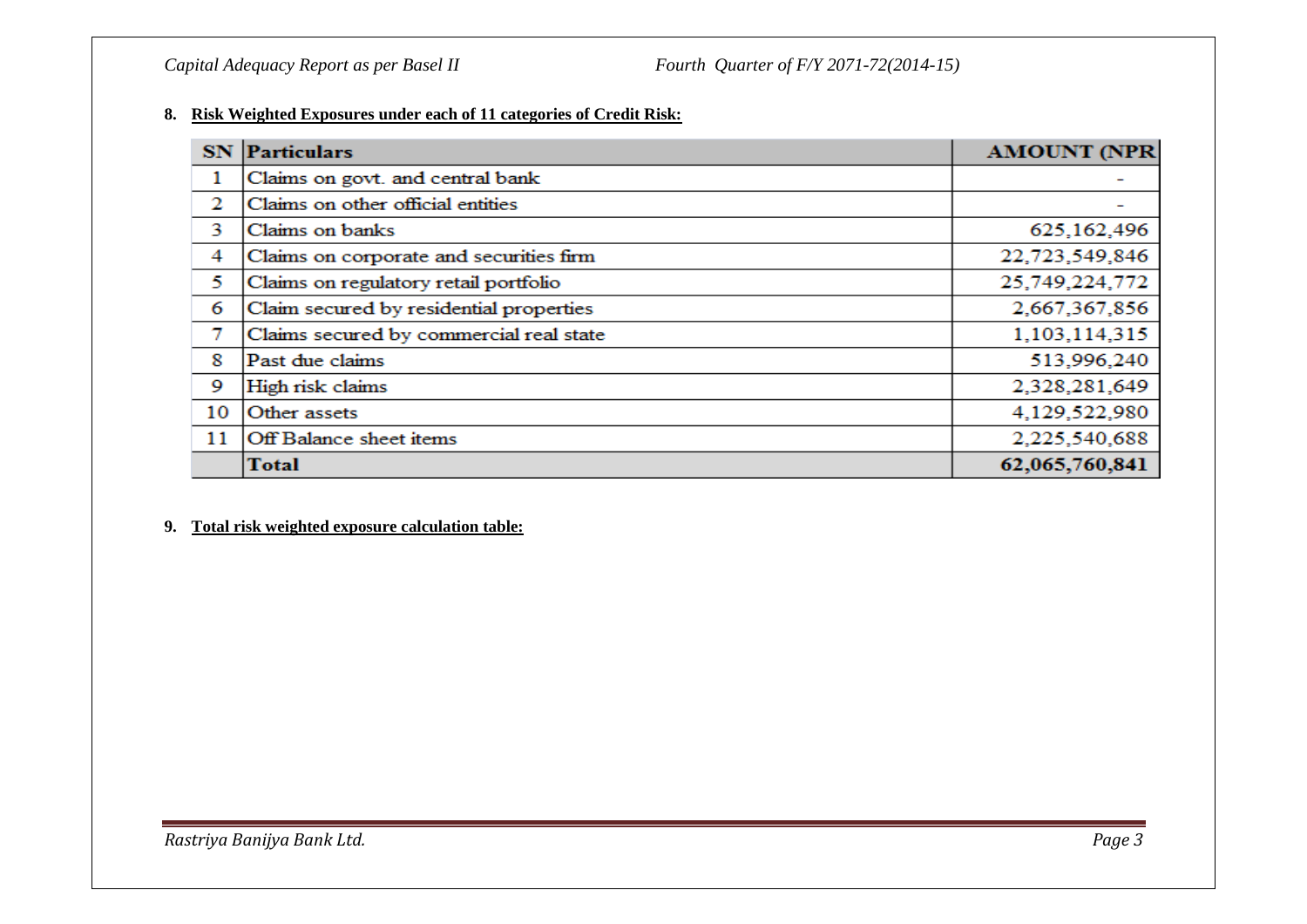**8. Risk Weighted Exposures under each of 11 categories of Credit Risk:**

| SN | Particulars | AMOUNT (NPR |
|---|---|---|
| 1 | Claims on govt. and central bank | - |
| 2 | Claims on other official entities | - |
| 3 | Claims on banks | 625,162,496 |
| 4 | Claims on corporate and securities firm | 22,723,549,846 |
| 5 | Claims on regulatory retail portfolio | 25,749,224,772 |
| 6 | Claim secured by residential properties | 2,667,367,856 |
| 7 | Claims secured by commercial real state | 1,103,114,315 |
| 8 | Past due claims | 513,996,240 |
| 9 | High risk claims | 2,328,281,649 |
| 10 | Other assets | 4,129,522,980 |
| 11 | Off Balance sheet items | 2,225,540,688 |
| | **Total** | **62,065,760,841** |

**9. Total risk weighted exposure calculation table:**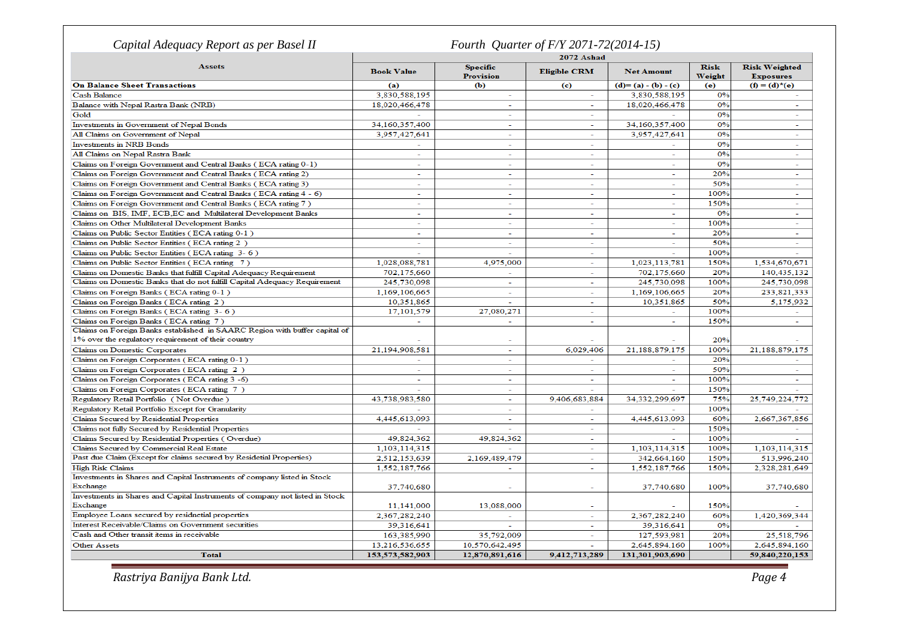# Capital Adequacy Report as per Basel II

## Fourth Quarter of F/Y 2071-72(2014-15)

| Assets | 2072 Ashad | | | | | |
|---|---|---|---|---|---|---|
| | Book Value | Specific Provision | Eligible CRM | Net Amount | Risk Weight | Risk Weighted Exposures |
| **On Balance Sheet Transactions** | (a) | (b) | (c) | (d)= (a) - (b) - (c) | (e) | (f) = (d)*(e) |
| Cash Balance | 3,830,588,195 | - | - | 3,830,588,195 | 0% | - |
| Balance with Nepal Rastra Bank (NRB) | 18,020,466,478 | - | - | 18,020,466,478 | 0% | - |
| Gold | - | - | - | - | 0% | - |
| Investments in Government of Nepal Bonds | 34,160,357,400 | - | - | 34,160,357,400 | 0% | - |
| All Claims on Government of Nepal | 3,957,427,641 | - | - | 3,957,427,641 | 0% | - |
| Investments in NRB Bonds | - | - | - | - | 0% | - |
| All Claims on Nepal Rastra Bank | - | - | - | - | 0% | - |
| Claims on Foreign Government and Central Banks ( ECA rating 0-1) | - | - | - | - | 0% | - |
| Claims on Foreign Government and Central Banks ( ECA rating 2) | - | - | - | - | 20% | - |
| Claims on Foreign Government and Central Banks ( ECA rating 3) | - | - | - | - | 50% | - |
| Claims on Foreign Government and Central Banks ( ECA rating 4 - 6) | - | - | - | - | 100% | - |
| Claims on Foreign Government and Central Banks ( ECA rating 7 ) | - | - | - | - | 150% | - |
| Claims on BIS, IMF, ECB,EC and Multilateral Development Banks | - | - | - | - | 0% | - |
| Claims on Other Multilateral Development Banks | - | - | - | - | 100% | - |
| Claims on Public Sector Entities ( ECA rating 0-1 ) | - | - | - | - | 20% | - |
| Claims on Public Sector Entities ( ECA rating 2 ) | - | - | - | - | 50% | - |
| Claims on Public Sector Entities ( ECA rating 3- 6 ) | - | - | - | - | 100% | - |
| Claims on Public Sector Entities ( ECA rating 7 ) | 1,028,088,781 | 4,975,000 | - | 1,023,113,781 | 150% | 1,534,670,671 |
| Claims on Domestic Banks that fulfill Capital Adequacy Requirement | 702,175,660 | - | - | 702,175,660 | 20% | 140,435,132 |
| Claims on Domestic Banks that do not fulfill Capital Adequacy Requirement | 245,730,098 | - | - | 245,730,098 | 100% | 245,730,098 |
| Claims on Foreign Banks ( ECA rating 0-1 ) | 1,169,106,665 | - | - | 1,169,106,665 | 20% | 233,821,333 |
| Claims on Foreign Banks ( ECA rating 2 ) | 10,351,865 | - | - | 10,351,865 | 50% | 5,175,932 |
| Claims on Foreign Banks ( ECA rating 3- 6 ) | 17,101,579 | 27,080,271 | - | - | 100% | - |
| Claims on Foreign Banks ( ECA rating 7 ) | - | - | - | - | 150% | - |
| Claims on Foreign Banks established in SAARC Region with buffer capital of 1% over the regulatory requirement of their country | - | - | - | - | 20% | - |
| Claims on Domestic Corporates | 21,194,908,581 | - | 6,029,406 | 21,188,879,175 | 100% | 21,188,879,175 |
| Claims on Foreign Corporates ( ECA rating 0-1 ) | - | - | - | - | 20% | - |
| Claims on Foreign Corporates ( ECA rating 2 ) | - | - | - | - | 50% | - |
| Claims on Foreign Corporates ( ECA rating 3 -6) | - | - | - | - | 100% | - |
| Claims on Foreign Corporates ( ECA rating 7 ) | - | - | - | - | 150% | - |
| Regulatory Retail Portfolio ( Not Overdue ) | 43,738,983,580 | - | 9,406,683,884 | 34,332,299,697 | 75% | 25,749,224,772 |
| Regulatory Retail Portfolio Except for Granularity | - | - | - | - | 100% | - |
| Claims Secured by Residential Properties | 4,445,613,093 | - | - | 4,445,613,093 | 60% | 2,667,367,856 |
| Claims not fully Secured by Residential Properties | - | - | - | - | 150% | - |
| Claims Secured by Residential Properties ( Overdue) | 49,824,362 | 49,824,362 | - | - | 100% | - |
| Claims Secured by Commercial Real Estate | 1,103,114,315 | - | - | 1,103,114,315 | 100% | 1,103,114,315 |
| Past due Claim (Except for claims secured by Residetial Properties) | 2,512,153,639 | 2,169,489,479 | - | 342,664,160 | 150% | 513,996,240 |
| High Risk Claims | 1,552,187,766 | - | - | 1,552,187,766 | 150% | 2,328,281,649 |
| Investments in Shares and Capital Instruments of company listed in Stock Exchange | 37,740,680 | - | - | 37,740,680 | 100% | 37,740,680 |
| Investments in Shares and Capital Instruments of company not listed in Stock Exchange | 11,141,000 | 13,088,000 | - | - | 150% | - |
| Employee Loans secured by residnetial properties | 2,367,282,240 | - | - | 2,367,282,240 | 60% | 1,420,369,344 |
| Interest Receivable/Claims on Government securities | 39,316,641 | - | - | 39,316,641 | 0% | - |
| Cash and Other transit items in receivable | 163,385,990 | 35,792,009 | - | 127,593,981 | 20% | 25,518,796 |
| Other Assets | 13,216,536,655 | 10,570,642,495 | - | 2,645,894,160 | 100% | 2,645,894,160 |
| **Total** | **153,573,582,903** | **12,870,891,616** | **9,412,713,289** | **131,301,903,690** | | **59,840,220,153** |

Rastriya Banijya Bank Ltd.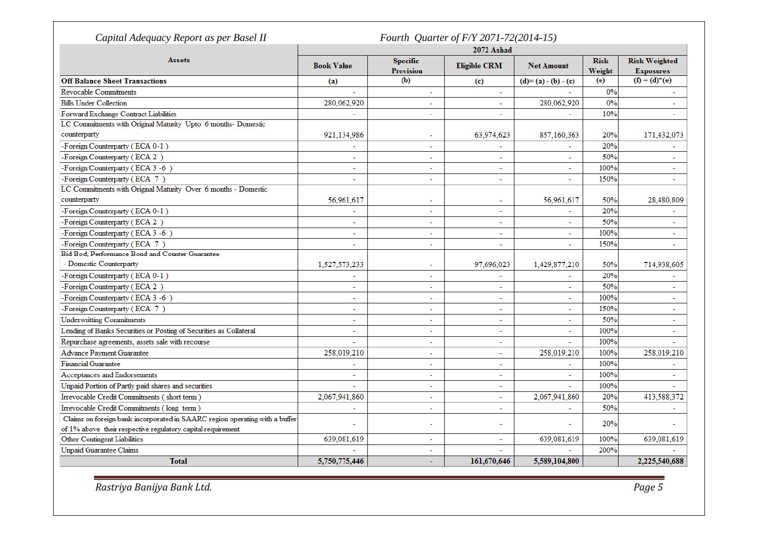*Capital Adequacy Report as per Basel II* — *Fourth Quarter of F/Y 2071-72(2014-15)*

| Assets | 2072 Ashad | | | | | |
|---|---|---|---|---|---|---|
| | Book Value | Specific Provision | Eligible CRM | Net Amount | Risk Weight | Risk Weighted Exposures |
| **Off Balance Sheet Transactions** | (a) | (b) | (c) | (d)= (a) - (b) - (c) | (e) | (f) = (d)*(e) |
| Revocable Commitments | - | - | - | - | 0% | - |
| Bills Under Collection | 280,062,920 | - | - | 280,062,920 | 0% | - |
| Forward Exchange Contract Liabilities | - | - | - | - | 10% | - |
| LC Commitments with Original Maturity Upto 6 months- Domestic counterparty | 921,134,986 | - | 63,974,623 | 857,160,363 | 20% | 171,432,073 |
| -Foreign Counterparty ( ECA 0-1 ) | - | - | - | - | 20% | - |
| -Foreign Counterparty ( ECA 2 ) | - | - | - | - | 50% | - |
| -Foreign Counterparty ( ECA 3 -6 ) | - | - | - | - | 100% | - |
| -Foreign Counterparty ( ECA 7 ) | - | - | - | - | 150% | - |
| LC Commitments with Original Maturity Over 6 months - Domestic counterparty | 56,961,617 | - | - | 56,961,617 | 50% | 28,480,809 |
| -Foreign Counterparty ( ECA 0-1 ) | - | - | - | - | 20% | - |
| -Foreign Counterparty ( ECA 2 ) | - | - | - | - | 50% | - |
| -Foreign Counterparty ( ECA 3 -6 ) | - | - | - | - | 100% | - |
| -Foreign Counterparty ( ECA 7 ) | - | - | - | - | 150% | - |
| Bid Bod, Performance Bond and Counter Guarantee - Domestic Counterparty | 1,527,573,233 | - | 97,696,023 | 1,429,877,210 | 50% | 714,938,605 |
| -Foreign Counterparty ( ECA 0-1 ) | - | - | - | - | 20% | - |
| -Foreign Counterparty ( ECA 2 ) | - | - | - | - | 50% | - |
| -Foreign Counterparty ( ECA 3 -6 ) | - | - | - | - | 100% | - |
| -Foreign Counterparty ( ECA 7 ) | - | - | - | - | 150% | - |
| Underwritting Commitments | - | - | - | - | 50% | - |
| Lending of Banks Securities or Posting of Securities as Collateral | - | - | - | - | 100% | - |
| Repurchase agreements, assets sale with recourse | - | - | - | - | 100% | - |
| Advance Payment Guarantee | 258,019,210 | - | - | 258,019,210 | 100% | 258,019,210 |
| Financial Guarantee | - | - | - | - | 100% | - |
| Acceptances and Endorsements | - | - | - | - | 100% | - |
| Unpaid Portion of Partly paid shares and securities | - | - | - | - | 100% | - |
| Irrevocable Credit Commitments ( short term ) | 2,067,941,860 | - | - | 2,067,941,860 | 20% | 413,588,372 |
| Irrevocable Credit Commitments ( long term ) | - | - | - | - | 50% | - |
| Claims on foreign bank incorporated in SAARC region operating with a buffer of 1% above their respective regulatory capital requirement | - | - | - | - | 20% | - |
| Other Contingent Liabilities | 639,081,619 | - | - | 639,081,619 | 100% | 639,081,619 |
| Unpaid Guarantee Claims | - | - | - | - | 200% | - |
| **Total** | **5,750,775,446** | **-** | **161,670,646** | **5,589,104,800** | | **2,225,540,688** |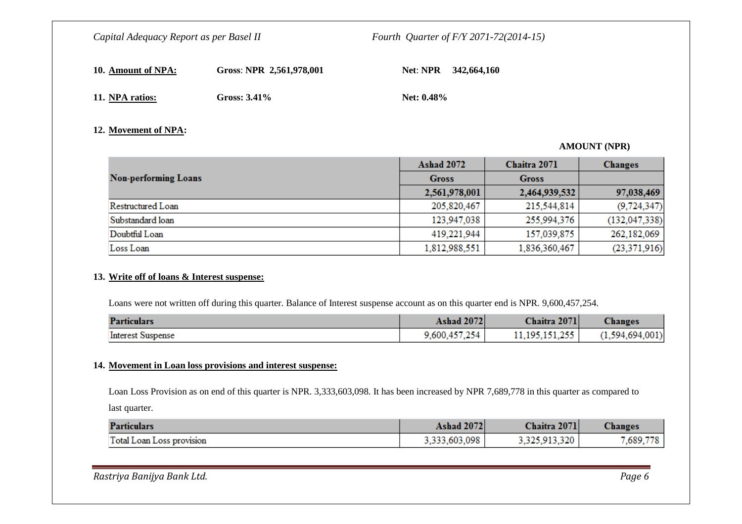**10. Amount of NPA:** **Gross: NPR 2,561,978,001** **Net: NPR 342,664,160**

**11. NPA ratios:** **Gross: 3.41%** **Net: 0.48%**

**12. Movement of NPA:**

**AMOUNT (NPR)**

| Non-performing Loans | Ashad 2072 | Chaitra 2071 | Changes |
|---|---|---|---|
| | Gross | Gross | |
| | 2,561,978,001 | 2,464,939,532 | 97,038,469 |
| Restructured Loan | 205,820,467 | 215,544,814 | (9,724,347) |
| Substandard loan | 123,947,038 | 255,994,376 | (132,047,338) |
| Doubtful Loan | 419,221,944 | 157,039,875 | 262,182,069 |
| Loss Loan | 1,812,988,551 | 1,836,360,467 | (23,371,916) |

**13. Write off of loans & Interest suspense:**

Loans were not written off during this quarter. Balance of Interest suspense account as on this quarter end is NPR. 9,600,457,254.

| Particulars | Ashad 2072 | Chaitra 2071 | Changes |
|---|---|---|---|
| Interest Suspense | 9,600,457,254 | 11,195,151,255 | (1,594,694,001) |

**14. Movement in Loan loss provisions and interest suspense:**

Loan Loss Provision as on end of this quarter is NPR. 3,333,603,098. It has been increased by NPR 7,689,778 in this quarter as compared to last quarter.

| Particulars | Ashad 2072 | Chaitra 2071 | Changes |
|---|---|---|---|
| Total Loan Loss provision | 3,333,603,098 | 3,325,913,320 | 7,689,778 |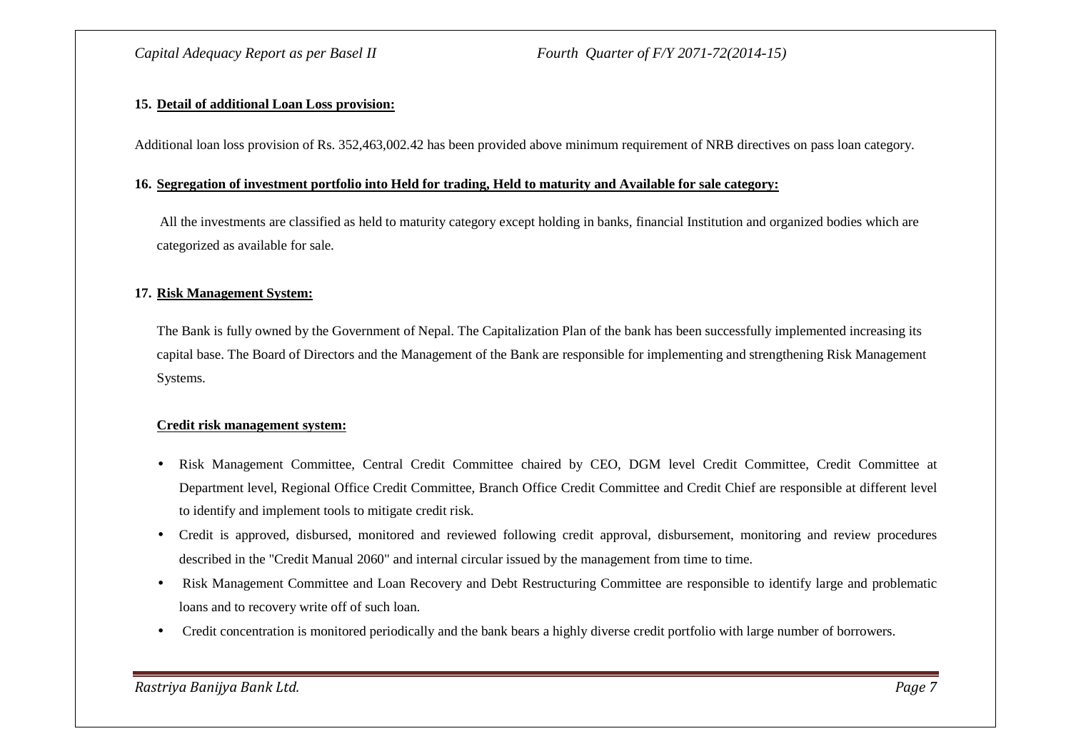**15. Detail of additional Loan Loss provision:**

Additional loan loss provision of Rs. 352,463,002.42 has been provided above minimum requirement of NRB directives on pass loan category.

**16. Segregation of investment portfolio into Held for trading, Held to maturity and Available for sale category:**

All the investments are classified as held to maturity category except holding in banks, financial Institution and organized bodies which are categorized as available for sale.

**17. Risk Management System:**

The Bank is fully owned by the Government of Nepal. The Capitalization Plan of the bank has been successfully implemented increasing its capital base. The Board of Directors and the Management of the Bank are responsible for implementing and strengthening Risk Management Systems.

**Credit risk management system:**

- Risk Management Committee, Central Credit Committee chaired by CEO, DGM level Credit Committee, Credit Committee at Department level, Regional Office Credit Committee, Branch Office Credit Committee and Credit Chief are responsible at different level to identify and implement tools to mitigate credit risk.
- Credit is approved, disbursed, monitored and reviewed following credit approval, disbursement, monitoring and review procedures described in the "Credit Manual 2060" and internal circular issued by the management from time to time.
- Risk Management Committee and Loan Recovery and Debt Restructuring Committee are responsible to identify large and problematic loans and to recovery write off of such loan.
- Credit concentration is monitored periodically and the bank bears a highly diverse credit portfolio with large number of borrowers.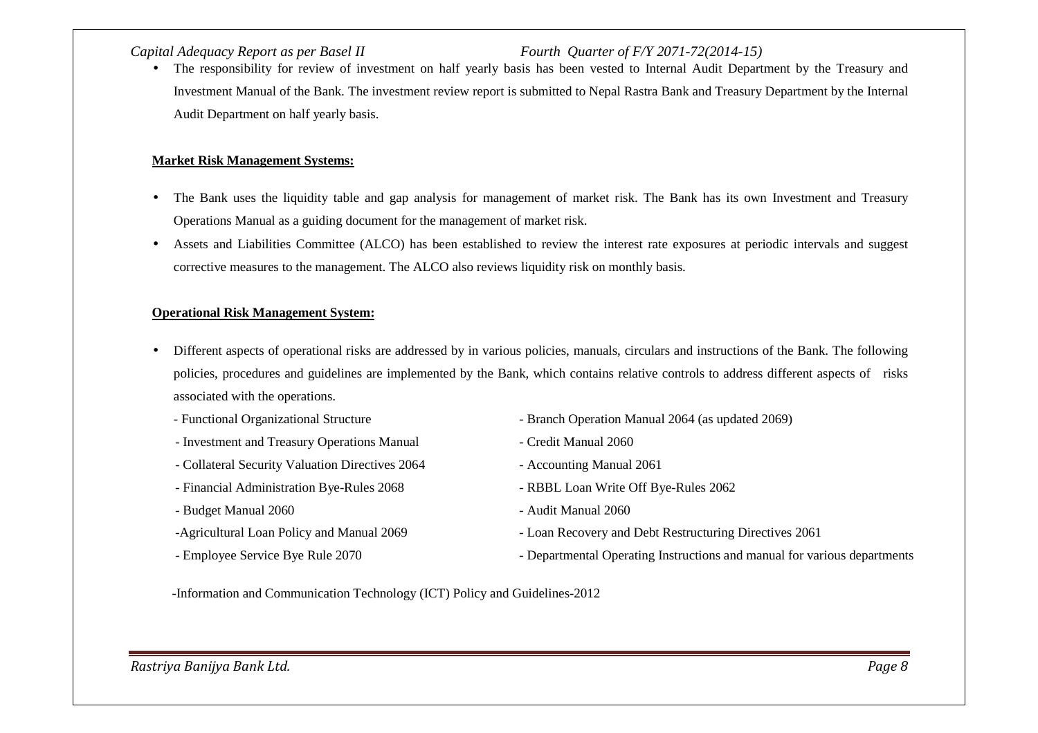- The responsibility for review of investment on half yearly basis has been vested to Internal Audit Department by the Treasury and Investment Manual of the Bank. The investment review report is submitted to Nepal Rastra Bank and Treasury Department by the Internal Audit Department on half yearly basis.

**Market Risk Management Systems:**

- The Bank uses the liquidity table and gap analysis for management of market risk. The Bank has its own Investment and Treasury Operations Manual as a guiding document for the management of market risk.
- Assets and Liabilities Committee (ALCO) has been established to review the interest rate exposures at periodic intervals and suggest corrective measures to the management. The ALCO also reviews liquidity risk on monthly basis.

**Operational Risk Management System:**

- Different aspects of operational risks are addressed by in various policies, manuals, circulars and instructions of the Bank. The following policies, procedures and guidelines are implemented by the Bank, which contains relative controls to address different aspects of risks associated with the operations.
  - Functional Organizational Structure
  - Investment and Treasury Operations Manual
  - Collateral Security Valuation Directives 2064
  - Financial Administration Bye-Rules 2068
  - Budget Manual 2060
  - Agricultural Loan Policy and Manual 2069
  - Employee Service Bye Rule 2070
  - Branch Operation Manual 2064 (as updated 2069)
  - Credit Manual 2060
  - Accounting Manual 2061
  - RBBL Loan Write Off Bye-Rules 2062
  - Audit Manual 2060
  - Loan Recovery and Debt Restructuring Directives 2061
  - Departmental Operating Instructions and manual for various departments
  - Information and Communication Technology (ICT) Policy and Guidelines-2012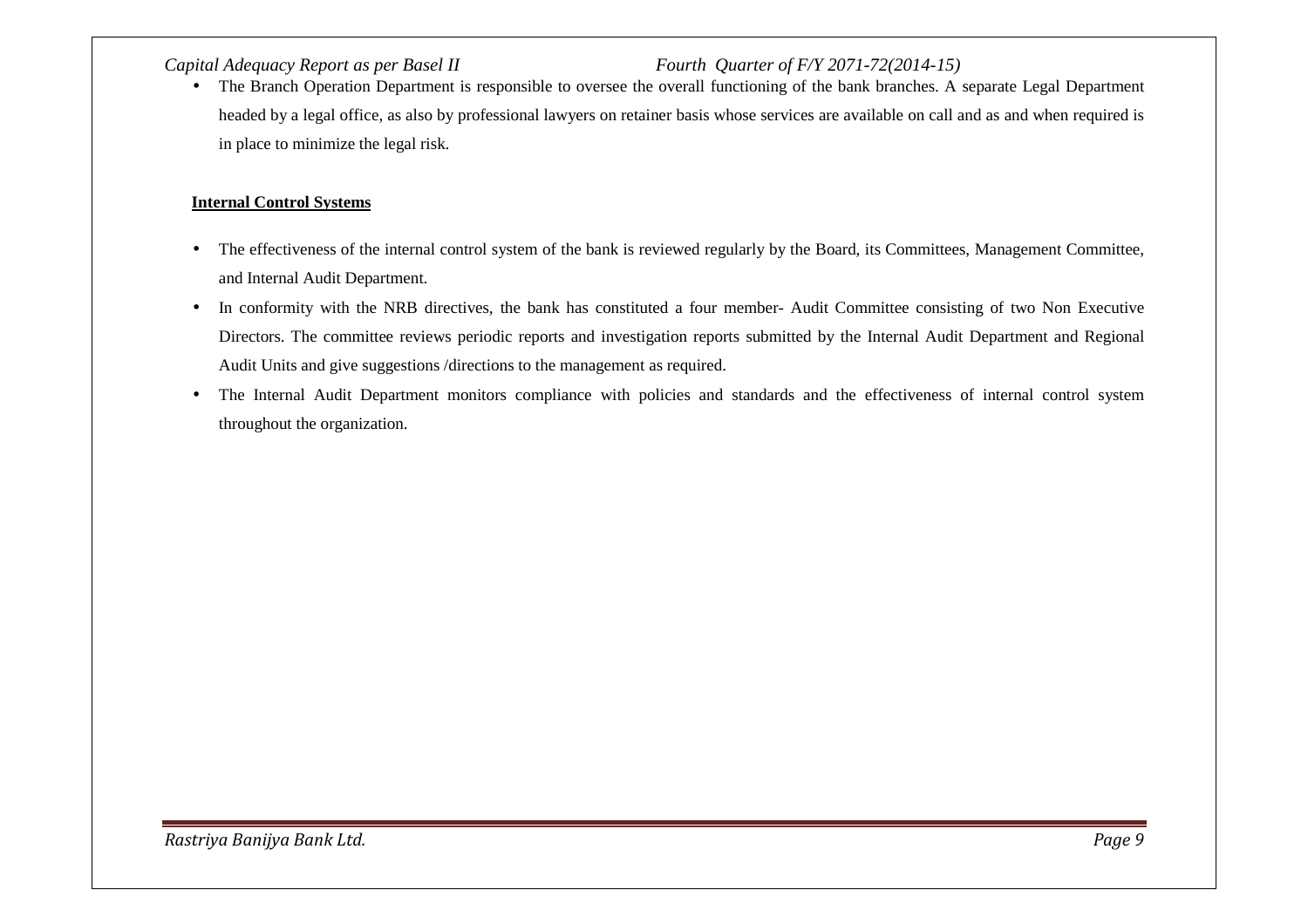- The Branch Operation Department is responsible to oversee the overall functioning of the bank branches. A separate Legal Department headed by a legal office, as also by professional lawyers on retainer basis whose services are available on call and as and when required is in place to minimize the legal risk.

**Internal Control Systems**

- The effectiveness of the internal control system of the bank is reviewed regularly by the Board, its Committees, Management Committee, and Internal Audit Department.
- In conformity with the NRB directives, the bank has constituted a four member- Audit Committee consisting of two Non Executive Directors. The committee reviews periodic reports and investigation reports submitted by the Internal Audit Department and Regional Audit Units and give suggestions /directions to the management as required.
- The Internal Audit Department monitors compliance with policies and standards and the effectiveness of internal control system throughout the organization.